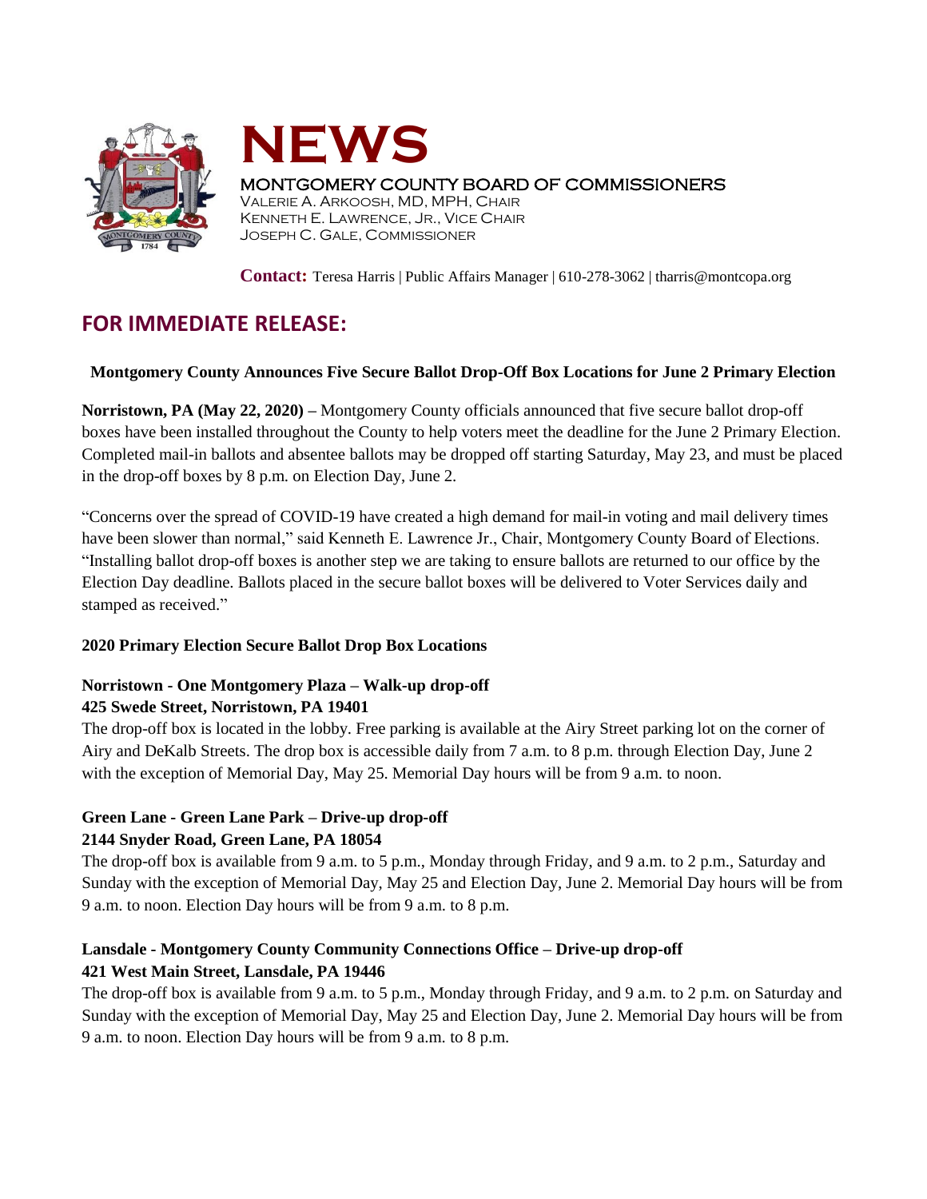# NEWS

MONTGOMERY COUNTY BOARD OF COMMISSIONERS
VALERIE A. ARKOOSH, MD, MPH, CHAIR
KENNETH E. LAWRENCE, JR., VICE CHAIR
JOSEPH C. GALE, COMMISSIONER

**Contact:** Teresa Harris | Public Affairs Manager | 610-278-3062 | tharris@montcopa.org

## FOR IMMEDIATE RELEASE:

**Montgomery County Announces Five Secure Ballot Drop-Off Box Locations for June 2 Primary Election**

**Norristown, PA (May 22, 2020) –** Montgomery County officials announced that five secure ballot drop-off boxes have been installed throughout the County to help voters meet the deadline for the June 2 Primary Election. Completed mail-in ballots and absentee ballots may be dropped off starting Saturday, May 23, and must be placed in the drop-off boxes by 8 p.m. on Election Day, June 2.

"Concerns over the spread of COVID-19 have created a high demand for mail-in voting and mail delivery times have been slower than normal," said Kenneth E. Lawrence Jr., Chair, Montgomery County Board of Elections. "Installing ballot drop-off boxes is another step we are taking to ensure ballots are returned to our office by the Election Day deadline. Ballots placed in the secure ballot boxes will be delivered to Voter Services daily and stamped as received."

**2020 Primary Election Secure Ballot Drop Box Locations**

**Norristown - One Montgomery Plaza – Walk-up drop-off**
**425 Swede Street, Norristown, PA 19401**
The drop-off box is located in the lobby. Free parking is available at the Airy Street parking lot on the corner of Airy and DeKalb Streets. The drop box is accessible daily from 7 a.m. to 8 p.m. through Election Day, June 2 with the exception of Memorial Day, May 25. Memorial Day hours will be from 9 a.m. to noon.

**Green Lane - Green Lane Park – Drive-up drop-off**
**2144 Snyder Road, Green Lane, PA 18054**
The drop-off box is available from 9 a.m. to 5 p.m., Monday through Friday, and 9 a.m. to 2 p.m., Saturday and Sunday with the exception of Memorial Day, May 25 and Election Day, June 2. Memorial Day hours will be from 9 a.m. to noon. Election Day hours will be from 9 a.m. to 8 p.m.

**Lansdale - Montgomery County Community Connections Office – Drive-up drop-off**
**421 West Main Street, Lansdale, PA 19446**
The drop-off box is available from 9 a.m. to 5 p.m., Monday through Friday, and 9 a.m. to 2 p.m. on Saturday and Sunday with the exception of Memorial Day, May 25 and Election Day, June 2. Memorial Day hours will be from 9 a.m. to noon. Election Day hours will be from 9 a.m. to 8 p.m.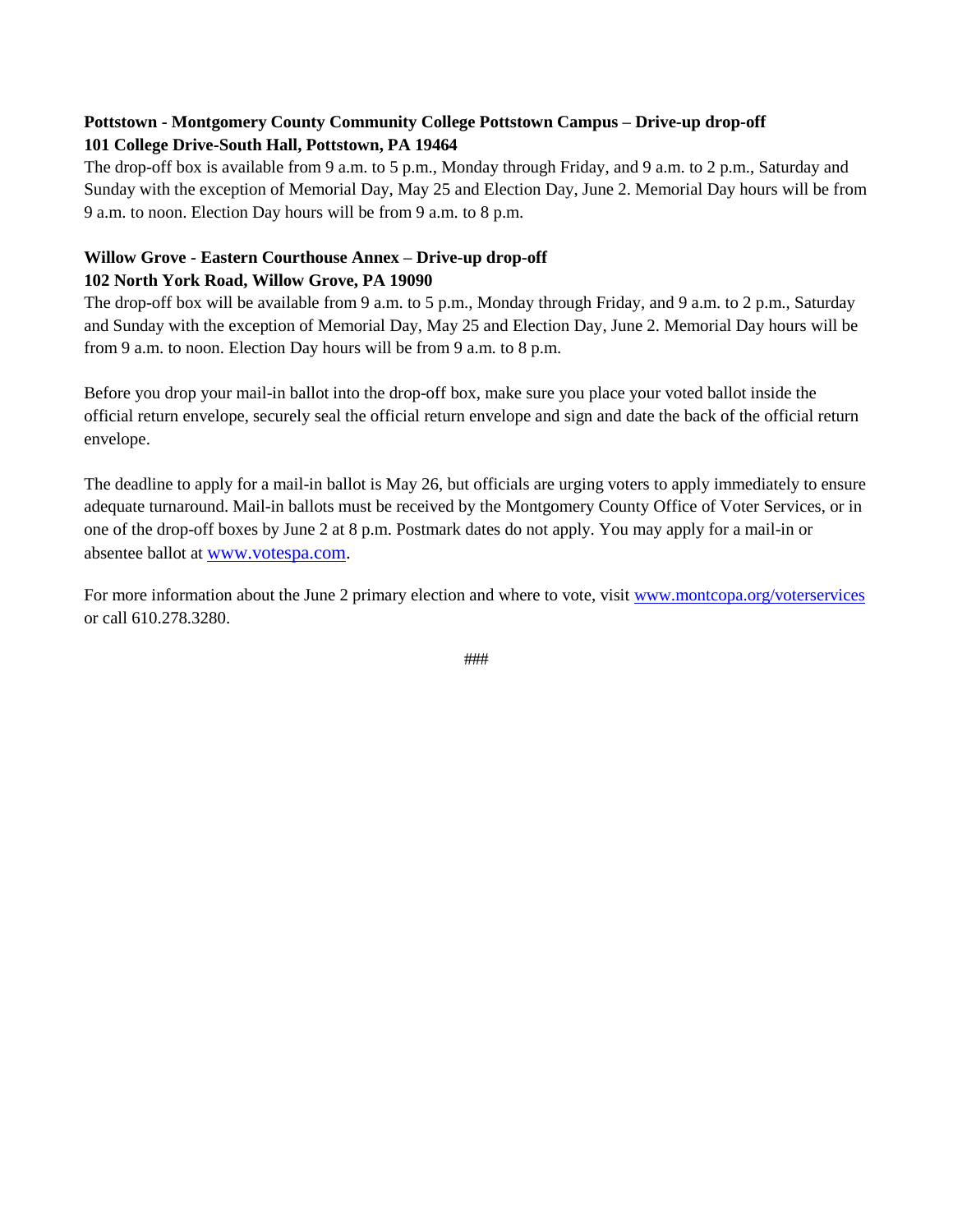**Pottstown - Montgomery County Community College Pottstown Campus – Drive-up drop-off**
**101 College Drive-South Hall, Pottstown, PA 19464**
The drop-off box is available from 9 a.m. to 5 p.m., Monday through Friday, and 9 a.m. to 2 p.m., Saturday and Sunday with the exception of Memorial Day, May 25 and Election Day, June 2. Memorial Day hours will be from 9 a.m. to noon. Election Day hours will be from 9 a.m. to 8 p.m.

**Willow Grove - Eastern Courthouse Annex – Drive-up drop-off**
**102 North York Road, Willow Grove, PA 19090**
The drop-off box will be available from 9 a.m. to 5 p.m., Monday through Friday, and 9 a.m. to 2 p.m., Saturday and Sunday with the exception of Memorial Day, May 25 and Election Day, June 2. Memorial Day hours will be from 9 a.m. to noon. Election Day hours will be from 9 a.m. to 8 p.m.

Before you drop your mail-in ballot into the drop-off box, make sure you place your voted ballot inside the official return envelope, securely seal the official return envelope and sign and date the back of the official return envelope.

The deadline to apply for a mail-in ballot is May 26, but officials are urging voters to apply immediately to ensure adequate turnaround. Mail-in ballots must be received by the Montgomery County Office of Voter Services, or in one of the drop-off boxes by June 2 at 8 p.m. Postmark dates do not apply. You may apply for a mail-in or absentee ballot at www.votespa.com.

For more information about the June 2 primary election and where to vote, visit www.montcopa.org/voterservices or call 610.278.3280.

###